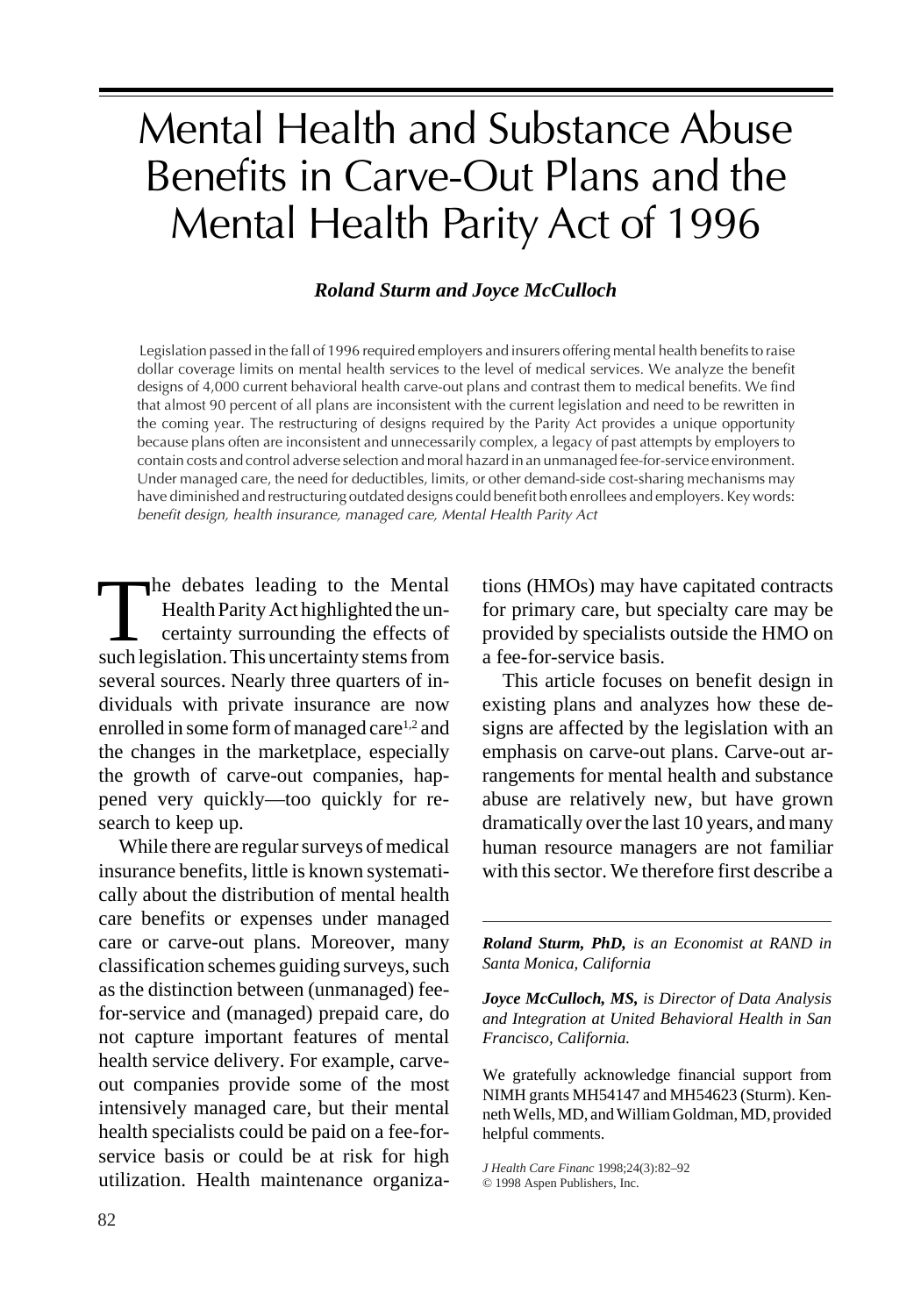# Mental Health and Substance Abuse Benefits in Carve-Out Plans and the Mental Health Parity Act of 1996

***Roland Sturm and Joyce McCulloch***

Legislation passed in the fall of 1996 required employers and insurers offering mental health benefits to raise dollar coverage limits on mental health services to the level of medical services. We analyze the benefit designs of 4,000 current behavioral health carve-out plans and contrast them to medical benefits. We find that almost 90 percent of all plans are inconsistent with the current legislation and need to be rewritten in the coming year. The restructuring of designs required by the Parity Act provides a unique opportunity because plans often are inconsistent and unnecessarily complex, a legacy of past attempts by employers to contain costs and control adverse selection and moral hazard in an unmanaged fee-for-service environment. Under managed care, the need for deductibles, limits, or other demand-side cost-sharing mechanisms may have diminished and restructuring outdated designs could benefit both enrollees and employers. Key words: *benefit design, health insurance, managed care, Mental Health Parity Act*

The debates leading to the Mental Health Parity Act highlighted the uncertainty surrounding the effects of such legislation. This uncertainty stems from several sources. Nearly three quarters of individuals with private insurance are now enrolled in some form of managed care[1,2] and the changes in the marketplace, especially the growth of carve-out companies, happened very quickly—too quickly for research to keep up.

While there are regular surveys of medical insurance benefits, little is known systematically about the distribution of mental health care benefits or expenses under managed care or carve-out plans. Moreover, many classification schemes guiding surveys, such as the distinction between (unmanaged) fee-for-service and (managed) prepaid care, do not capture important features of mental health service delivery. For example, carve-out companies provide some of the most intensively managed care, but their mental health specialists could be paid on a fee-for-service basis or could be at risk for high utilization. Health maintenance organizations (HMOs) may have capitated contracts for primary care, but specialty care may be provided by specialists outside the HMO on a fee-for-service basis.

This article focuses on benefit design in existing plans and analyzes how these designs are affected by the legislation with an emphasis on carve-out plans. Carve-out arrangements for mental health and substance abuse are relatively new, but have grown dramatically over the last 10 years, and many human resource managers are not familiar with this sector. We therefore first describe a

---

***Roland Sturm, PhD,*** *is an Economist at RAND in Santa Monica, California*

***Joyce McCulloch, MS,*** *is Director of Data Analysis and Integration at United Behavioral Health in San Francisco, California.*

We gratefully acknowledge financial support from NIMH grants MH54147 and MH54623 (Sturm). Kenneth Wells, MD, and William Goldman, MD, provided helpful comments.

*J Health Care Financ* 1998;24(3):82–92
© 1998 Aspen Publishers, Inc.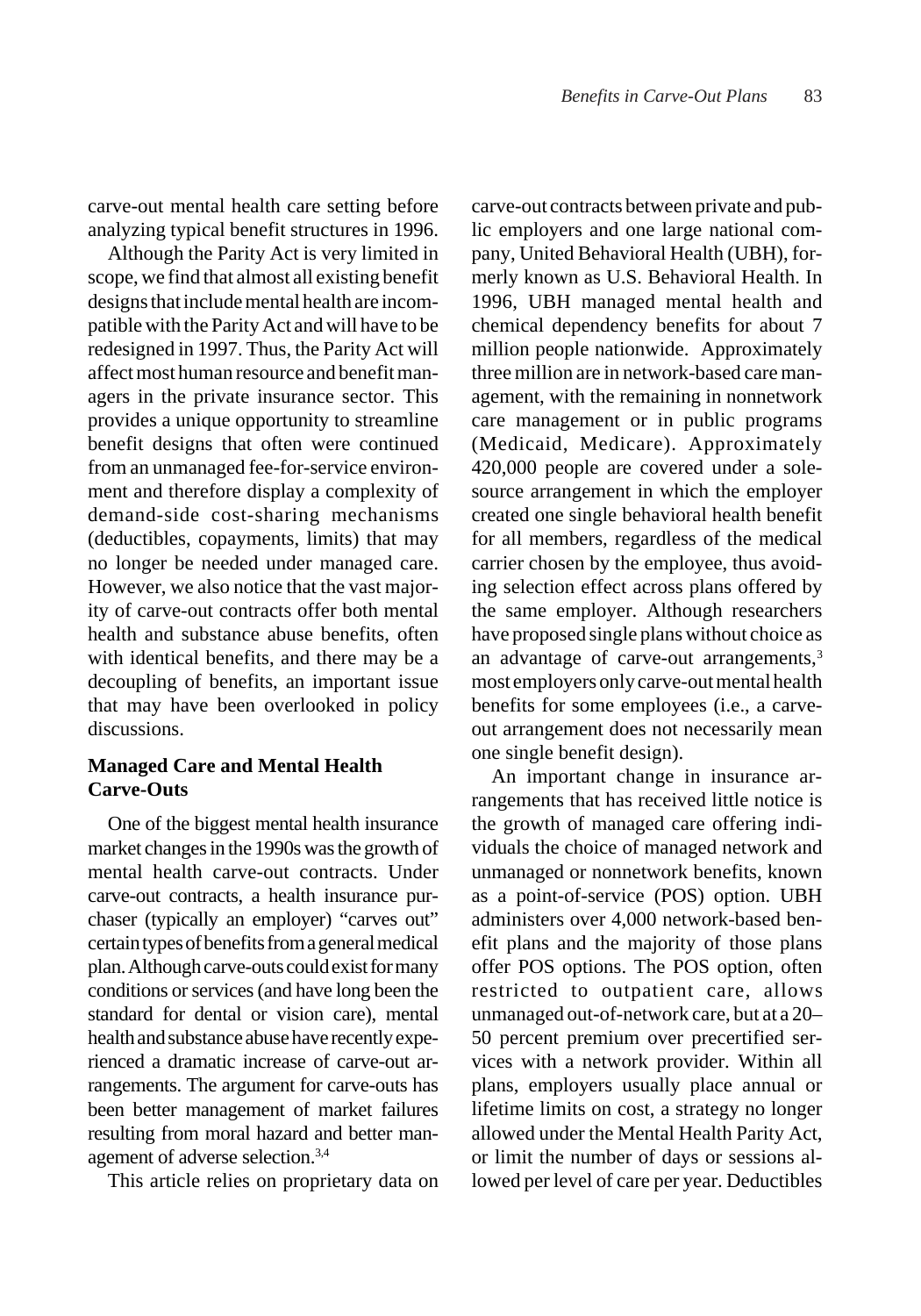carve-out mental health care setting before analyzing typical benefit structures in 1996.

Although the Parity Act is very limited in scope, we find that almost all existing benefit designs that include mental health are incompatible with the Parity Act and will have to be redesigned in 1997. Thus, the Parity Act will affect most human resource and benefit managers in the private insurance sector. This provides a unique opportunity to streamline benefit designs that often were continued from an unmanaged fee-for-service environment and therefore display a complexity of demand-side cost-sharing mechanisms (deductibles, copayments, limits) that may no longer be needed under managed care. However, we also notice that the vast majority of carve-out contracts offer both mental health and substance abuse benefits, often with identical benefits, and there may be a decoupling of benefits, an important issue that may have been overlooked in policy discussions.

## Managed Care and Mental Health Carve-Outs

One of the biggest mental health insurance market changes in the 1990s was the growth of mental health carve-out contracts. Under carve-out contracts, a health insurance purchaser (typically an employer) "carves out" certain types of benefits from a general medical plan. Although carve-outs could exist for many conditions or services (and have long been the standard for dental or vision care), mental health and substance abuse have recently experienced a dramatic increase of carve-out arrangements. The argument for carve-outs has been better management of market failures resulting from moral hazard and better management of adverse selection.[3,4]

This article relies on proprietary data on carve-out contracts between private and public employers and one large national company, United Behavioral Health (UBH), formerly known as U.S. Behavioral Health. In 1996, UBH managed mental health and chemical dependency benefits for about 7 million people nationwide. Approximately three million are in network-based care management, with the remaining in nonnetwork care management or in public programs (Medicaid, Medicare). Approximately 420,000 people are covered under a sole-source arrangement in which the employer created one single behavioral health benefit for all members, regardless of the medical carrier chosen by the employee, thus avoiding selection effect across plans offered by the same employer. Although researchers have proposed single plans without choice as an advantage of carve-out arrangements,[3] most employers only carve-out mental health benefits for some employees (i.e., a carve-out arrangement does not necessarily mean one single benefit design).

An important change in insurance arrangements that has received little notice is the growth of managed care offering individuals the choice of managed network and unmanaged or nonnetwork benefits, known as a point-of-service (POS) option. UBH administers over 4,000 network-based benefit plans and the majority of those plans offer POS options. The POS option, often restricted to outpatient care, allows unmanaged out-of-network care, but at a 20–50 percent premium over precertified services with a network provider. Within all plans, employers usually place annual or lifetime limits on cost, a strategy no longer allowed under the Mental Health Parity Act, or limit the number of days or sessions allowed per level of care per year. Deductibles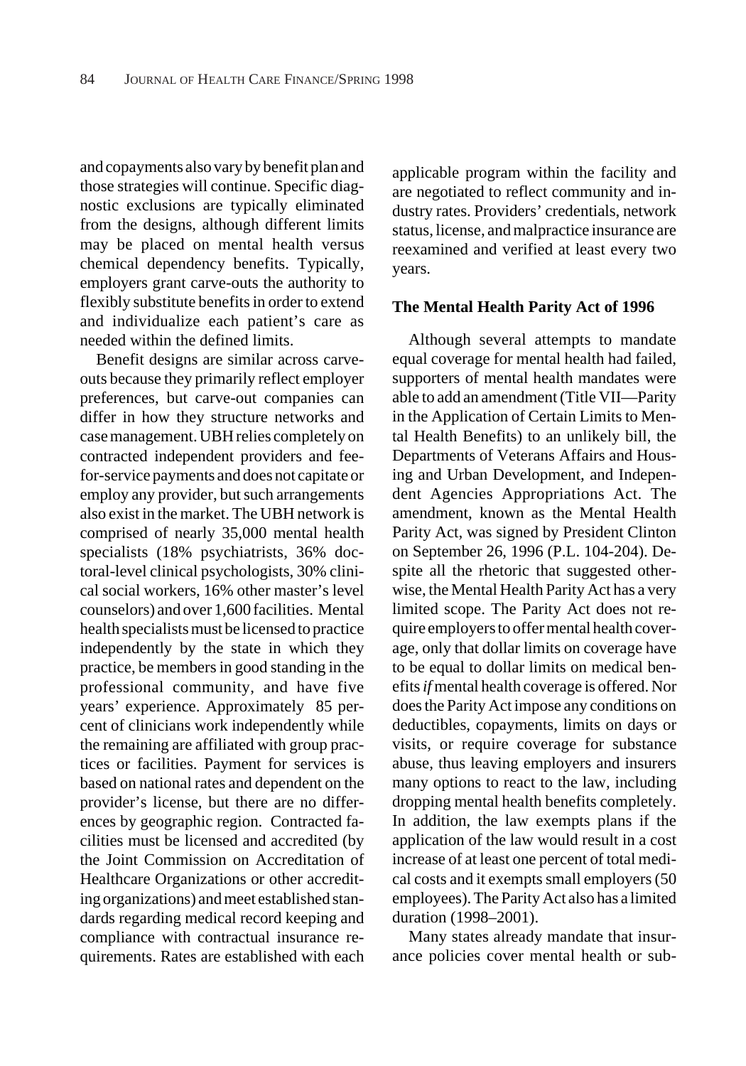and copayments also vary by benefit plan and those strategies will continue. Specific diagnostic exclusions are typically eliminated from the designs, although different limits may be placed on mental health versus chemical dependency benefits. Typically, employers grant carve-outs the authority to flexibly substitute benefits in order to extend and individualize each patient's care as needed within the defined limits.

Benefit designs are similar across carve-outs because they primarily reflect employer preferences, but carve-out companies can differ in how they structure networks and case management. UBH relies completely on contracted independent providers and fee-for-service payments and does not capitate or employ any provider, but such arrangements also exist in the market. The UBH network is comprised of nearly 35,000 mental health specialists (18% psychiatrists, 36% doctoral-level clinical psychologists, 30% clinical social workers, 16% other master's level counselors) and over 1,600 facilities. Mental health specialists must be licensed to practice independently by the state in which they practice, be members in good standing in the professional community, and have five years' experience. Approximately 85 percent of clinicians work independently while the remaining are affiliated with group practices or facilities. Payment for services is based on national rates and dependent on the provider's license, but there are no differences by geographic region. Contracted facilities must be licensed and accredited (by the Joint Commission on Accreditation of Healthcare Organizations or other accrediting organizations) and meet established standards regarding medical record keeping and compliance with contractual insurance requirements. Rates are established with each applicable program within the facility and are negotiated to reflect community and industry rates. Providers' credentials, network status, license, and malpractice insurance are reexamined and verified at least every two years.

## The Mental Health Parity Act of 1996

Although several attempts to mandate equal coverage for mental health had failed, supporters of mental health mandates were able to add an amendment (Title VII—Parity in the Application of Certain Limits to Mental Health Benefits) to an unlikely bill, the Departments of Veterans Affairs and Housing and Urban Development, and Independent Agencies Appropriations Act. The amendment, known as the Mental Health Parity Act, was signed by President Clinton on September 26, 1996 (P.L. 104-204). Despite all the rhetoric that suggested otherwise, the Mental Health Parity Act has a very limited scope. The Parity Act does not require employers to offer mental health coverage, only that dollar limits on coverage have to be equal to dollar limits on medical benefits *if* mental health coverage is offered. Nor does the Parity Act impose any conditions on deductibles, copayments, limits on days or visits, or require coverage for substance abuse, thus leaving employers and insurers many options to react to the law, including dropping mental health benefits completely. In addition, the law exempts plans if the application of the law would result in a cost increase of at least one percent of total medical costs and it exempts small employers (50 employees). The Parity Act also has a limited duration (1998–2001).

Many states already mandate that insurance policies cover mental health or sub-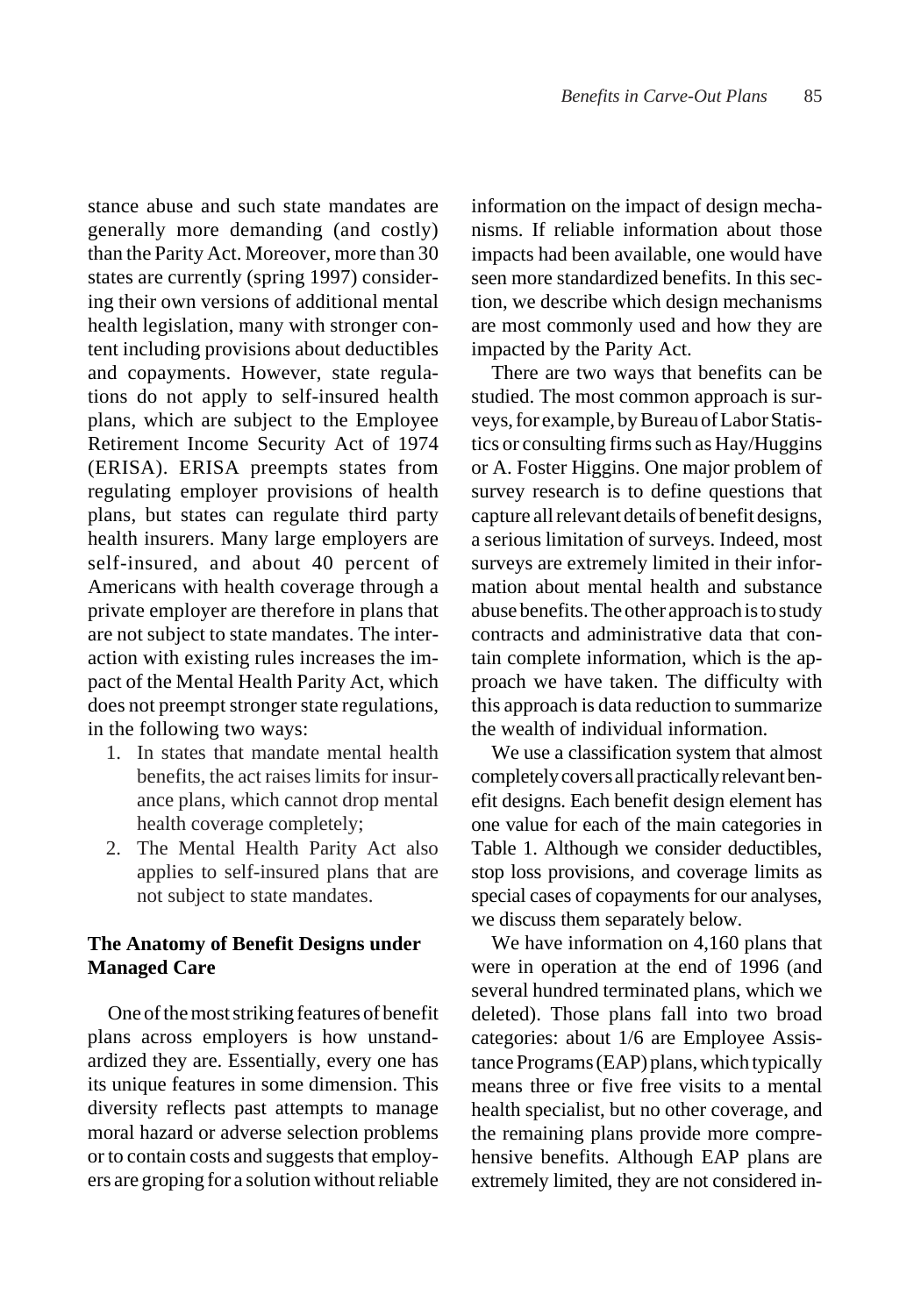stance abuse and such state mandates are generally more demanding (and costly) than the Parity Act. Moreover, more than 30 states are currently (spring 1997) considering their own versions of additional mental health legislation, many with stronger content including provisions about deductibles and copayments. However, state regulations do not apply to self-insured health plans, which are subject to the Employee Retirement Income Security Act of 1974 (ERISA). ERISA preempts states from regulating employer provisions of health plans, but states can regulate third party health insurers. Many large employers are self-insured, and about 40 percent of Americans with health coverage through a private employer are therefore in plans that are not subject to state mandates. The interaction with existing rules increases the impact of the Mental Health Parity Act, which does not preempt stronger state regulations, in the following two ways:

1. In states that mandate mental health benefits, the act raises limits for insurance plans, which cannot drop mental health coverage completely;
2. The Mental Health Parity Act also applies to self-insured plans that are not subject to state mandates.

## The Anatomy of Benefit Designs under Managed Care

One of the most striking features of benefit plans across employers is how unstandardized they are. Essentially, every one has its unique features in some dimension. This diversity reflects past attempts to manage moral hazard or adverse selection problems or to contain costs and suggests that employers are groping for a solution without reliable information on the impact of design mechanisms. If reliable information about those impacts had been available, one would have seen more standardized benefits. In this section, we describe which design mechanisms are most commonly used and how they are impacted by the Parity Act.

There are two ways that benefits can be studied. The most common approach is surveys, for example, by Bureau of Labor Statistics or consulting firms such as Hay/Huggins or A. Foster Higgins. One major problem of survey research is to define questions that capture all relevant details of benefit designs, a serious limitation of surveys. Indeed, most surveys are extremely limited in their information about mental health and substance abuse benefits. The other approach is to study contracts and administrative data that contain complete information, which is the approach we have taken. The difficulty with this approach is data reduction to summarize the wealth of individual information.

We use a classification system that almost completely covers all practically relevant benefit designs. Each benefit design element has one value for each of the main categories in Table 1. Although we consider deductibles, stop loss provisions, and coverage limits as special cases of copayments for our analyses, we discuss them separately below.

We have information on 4,160 plans that were in operation at the end of 1996 (and several hundred terminated plans, which we deleted). Those plans fall into two broad categories: about 1/6 are Employee Assistance Programs (EAP) plans, which typically means three or five free visits to a mental health specialist, but no other coverage, and the remaining plans provide more comprehensive benefits. Although EAP plans are extremely limited, they are not considered in-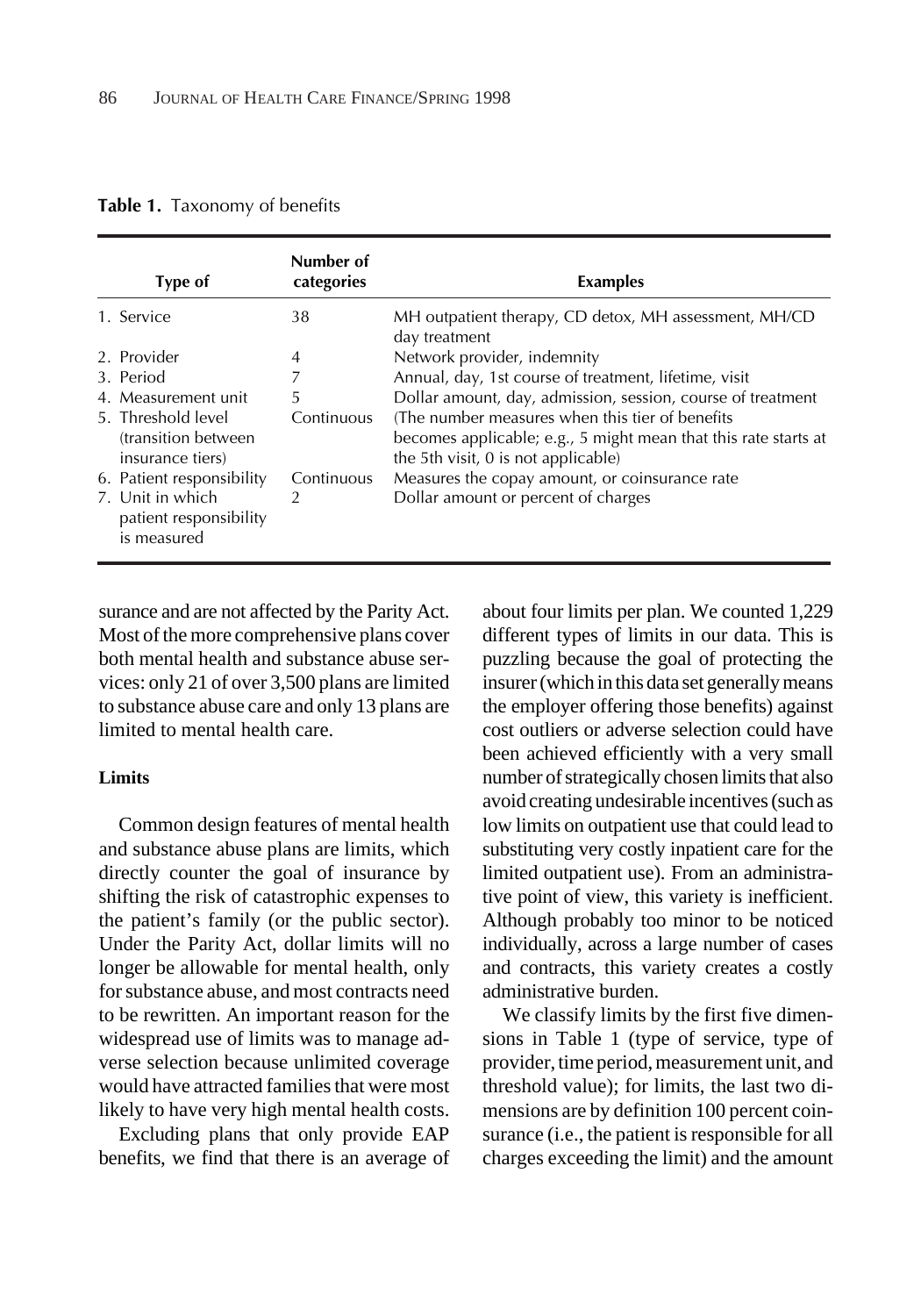**Table 1.** Taxonomy of benefits

| Type of | Number of categories | Examples |
|---|---|---|
| 1. Service | 38 | MH outpatient therapy, CD detox, MH assessment, MH/CD day treatment |
| 2. Provider | 4 | Network provider, indemnity |
| 3. Period | 7 | Annual, day, 1st course of treatment, lifetime, visit |
| 4. Measurement unit | 5 | Dollar amount, day, admission, session, course of treatment |
| 5. Threshold level (transition between insurance tiers) | Continuous | (The number measures when this tier of benefits becomes applicable; e.g., 5 might mean that this rate starts at the 5th visit, 0 is not applicable) |
| 6. Patient responsibility | Continuous | Measures the copay amount, or coinsurance rate |
| 7. Unit in which patient responsibility is measured | 2 | Dollar amount or percent of charges |

surance and are not affected by the Parity Act. Most of the more comprehensive plans cover both mental health and substance abuse services: only 21 of over 3,500 plans are limited to substance abuse care and only 13 plans are limited to mental health care.

**Limits**

Common design features of mental health and substance abuse plans are limits, which directly counter the goal of insurance by shifting the risk of catastrophic expenses to the patient's family (or the public sector). Under the Parity Act, dollar limits will no longer be allowable for mental health, only for substance abuse, and most contracts need to be rewritten. An important reason for the widespread use of limits was to manage adverse selection because unlimited coverage would have attracted families that were most likely to have very high mental health costs.

Excluding plans that only provide EAP benefits, we find that there is an average of about four limits per plan. We counted 1,229 different types of limits in our data. This is puzzling because the goal of protecting the insurer (which in this data set generally means the employer offering those benefits) against cost outliers or adverse selection could have been achieved efficiently with a very small number of strategically chosen limits that also avoid creating undesirable incentives (such as low limits on outpatient use that could lead to substituting very costly inpatient care for the limited outpatient use). From an administrative point of view, this variety is inefficient. Although probably too minor to be noticed individually, across a large number of cases and contracts, this variety creates a costly administrative burden.

We classify limits by the first five dimensions in Table 1 (type of service, type of provider, time period, measurement unit, and threshold value); for limits, the last two dimensions are by definition 100 percent coinsurance (i.e., the patient is responsible for all charges exceeding the limit) and the amount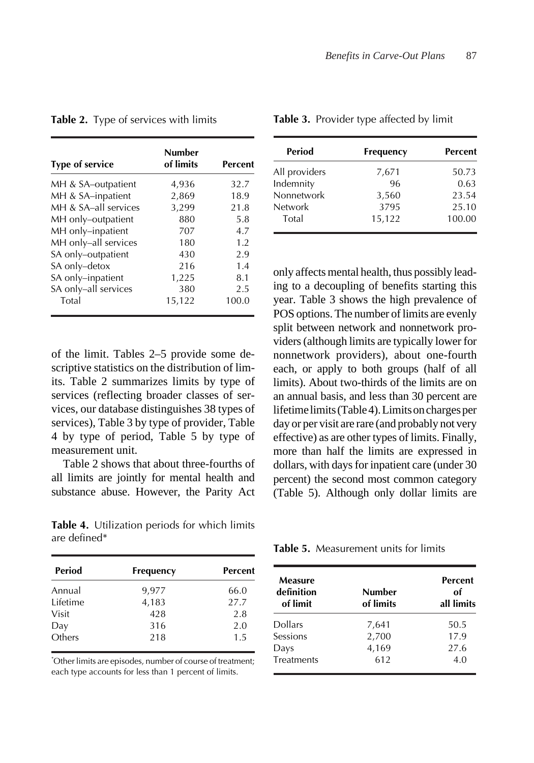**Table 2.** Type of services with limits

| Type of service | Number of limits | Percent |
|---|---|---|
| MH & SA–outpatient | 4,936 | 32.7 |
| MH & SA–inpatient | 2,869 | 18.9 |
| MH & SA–all services | 3,299 | 21.8 |
| MH only–outpatient | 880 | 5.8 |
| MH only–inpatient | 707 | 4.7 |
| MH only–all services | 180 | 1.2 |
| SA only–outpatient | 430 | 2.9 |
| SA only–detox | 216 | 1.4 |
| SA only–inpatient | 1,225 | 8.1 |
| SA only–all services | 380 | 2.5 |
| Total | 15,122 | 100.0 |

of the limit. Tables 2–5 provide some descriptive statistics on the distribution of limits. Table 2 summarizes limits by type of services (reflecting broader classes of services, our database distinguishes 38 types of services), Table 3 by type of provider, Table 4 by type of period, Table 5 by type of measurement unit.

Table 2 shows that about three-fourths of all limits are jointly for mental health and substance abuse. However, the Parity Act only affects mental health, thus possibly leading to a decoupling of benefits starting this year. Table 3 shows the high prevalence of POS options. The number of limits are evenly split between network and nonnetwork providers (although limits are typically lower for nonnetwork providers), about one-fourth each, or apply to both groups (half of all limits). About two-thirds of the limits are on an annual basis, and less than 30 percent are lifetime limits (Table 4). Limits on charges per day or per visit are rare (and probably not very effective) as are other types of limits. Finally, more than half the limits are expressed in dollars, with days for inpatient care (under 30 percent) the second most common category (Table 5). Although only dollar limits are

**Table 3.** Provider type affected by limit

| Period | Frequency | Percent |
|---|---|---|
| All providers | 7,671 | 50.73 |
| Indemnity | 96 | 0.63 |
| Nonnetwork | 3,560 | 23.54 |
| Network | 3795 | 25.10 |
| Total | 15,122 | 100.00 |

**Table 4.** Utilization periods for which limits are defined*

| Period | Frequency | Percent |
|---|---|---|
| Annual | 9,977 | 66.0 |
| Lifetime | 4,183 | 27.7 |
| Visit | 428 | 2.8 |
| Day | 316 | 2.0 |
| Others | 218 | 1.5 |

*Other limits are episodes, number of course of treatment; each type accounts for less than 1 percent of limits.

**Table 5.** Measurement units for limits

| Measure definition of limit | Number of limits | Percent of all limits |
|---|---|---|
| Dollars | 7,641 | 50.5 |
| Sessions | 2,700 | 17.9 |
| Days | 4,169 | 27.6 |
| Treatments | 612 | 4.0 |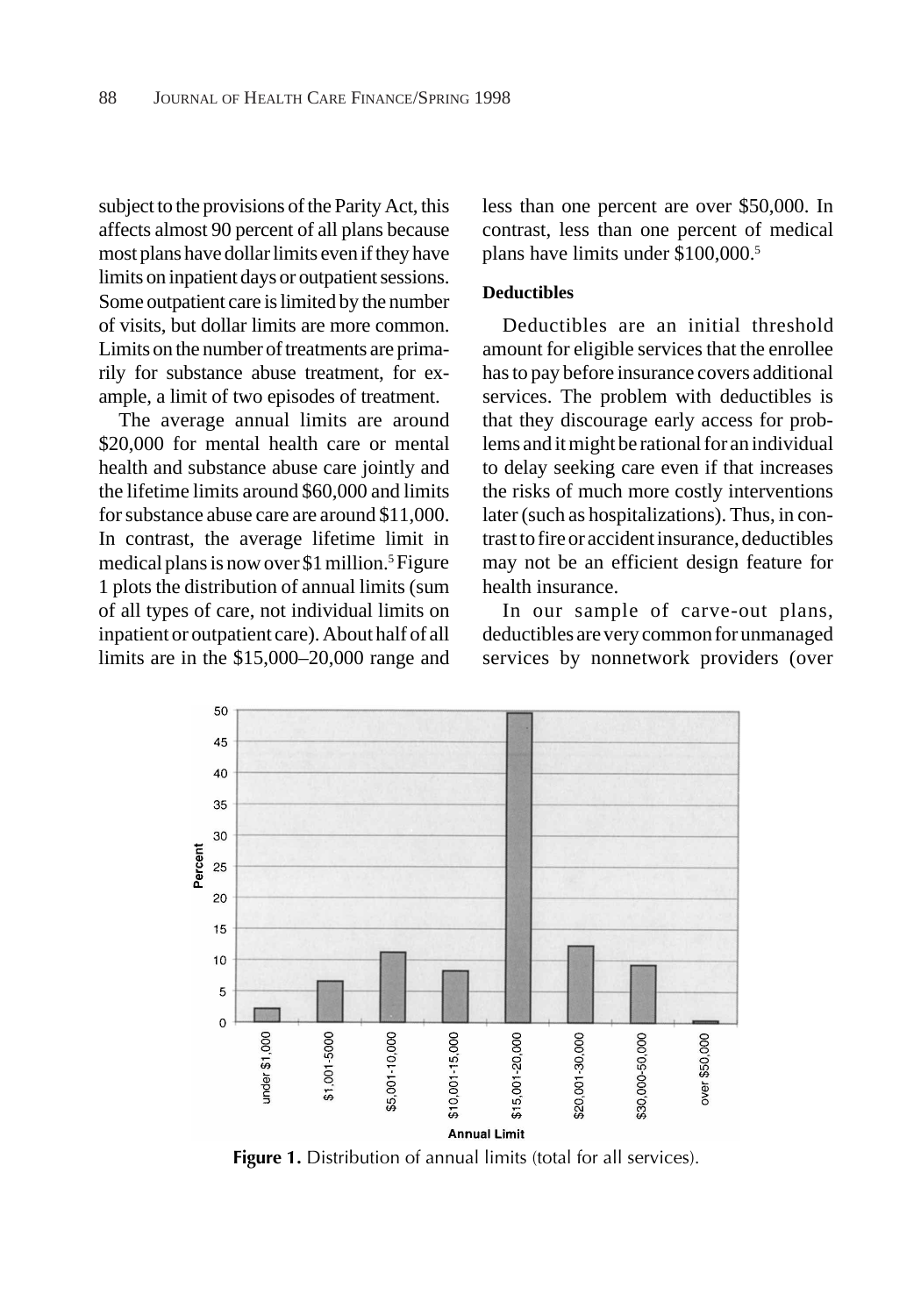subject to the provisions of the Parity Act, this affects almost 90 percent of all plans because most plans have dollar limits even if they have limits on inpatient days or outpatient sessions. Some outpatient care is limited by the number of visits, but dollar limits are more common. Limits on the number of treatments are primarily for substance abuse treatment, for example, a limit of two episodes of treatment.

The average annual limits are around \$20,000 for mental health care or mental health and substance abuse care jointly and the lifetime limits around \$60,000 and limits for substance abuse care are around \$11,000. In contrast, the average lifetime limit in medical plans is now over \$1 million.[5] Figure 1 plots the distribution of annual limits (sum of all types of care, not individual limits on inpatient or outpatient care). About half of all limits are in the \$15,000–20,000 range and less than one percent are over \$50,000. In contrast, less than one percent of medical plans have limits under \$100,000.[5]

### Deductibles

Deductibles are an initial threshold amount for eligible services that the enrollee has to pay before insurance covers additional services. The problem with deductibles is that they discourage early access for problems and it might be rational for an individual to delay seeking care even if that increases the risks of much more costly interventions later (such as hospitalizations). Thus, in contrast to fire or accident insurance, deductibles may not be an efficient design feature for health insurance.

In our sample of carve-out plans, deductibles are very common for unmanaged services by nonnetwork providers (over

**Figure 1.** Distribution of annual limits (total for all services).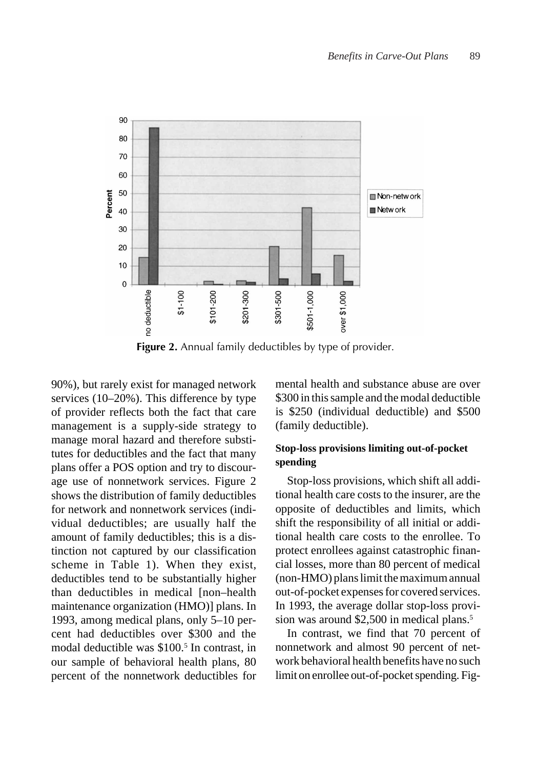**Figure 2.** Annual family deductibles by type of provider.

90%), but rarely exist for managed network services (10–20%). This difference by type of provider reflects both the fact that care management is a supply-side strategy to manage moral hazard and therefore substitutes for deductibles and the fact that many plans offer a POS option and try to discourage use of nonnetwork services. Figure 2 shows the distribution of family deductibles for network and nonnetwork services (individual deductibles; are usually half the amount of family deductibles; this is a distinction not captured by our classification scheme in Table 1). When they exist, deductibles tend to be substantially higher than deductibles in medical [non–health maintenance organization (HMO)] plans. In 1993, among medical plans, only 5–10 percent had deductibles over \$300 and the modal deductible was \$100.[5] In contrast, in our sample of behavioral health plans, 80 percent of the nonnetwork deductibles for mental health and substance abuse are over \$300 in this sample and the modal deductible is \$250 (individual deductible) and \$500 (family deductible).

**Stop-loss provisions limiting out-of-pocket spending**

Stop-loss provisions, which shift all additional health care costs to the insurer, are the opposite of deductibles and limits, which shift the responsibility of all initial or additional health care costs to the enrollee. To protect enrollees against catastrophic financial losses, more than 80 percent of medical (non-HMO) plans limit the maximum annual out-of-pocket expenses for covered services. In 1993, the average dollar stop-loss provision was around \$2,500 in medical plans.[5]

In contrast, we find that 70 percent of nonnetwork and almost 90 percent of network behavioral health benefits have no such limit on enrollee out-of-pocket spending. Fig-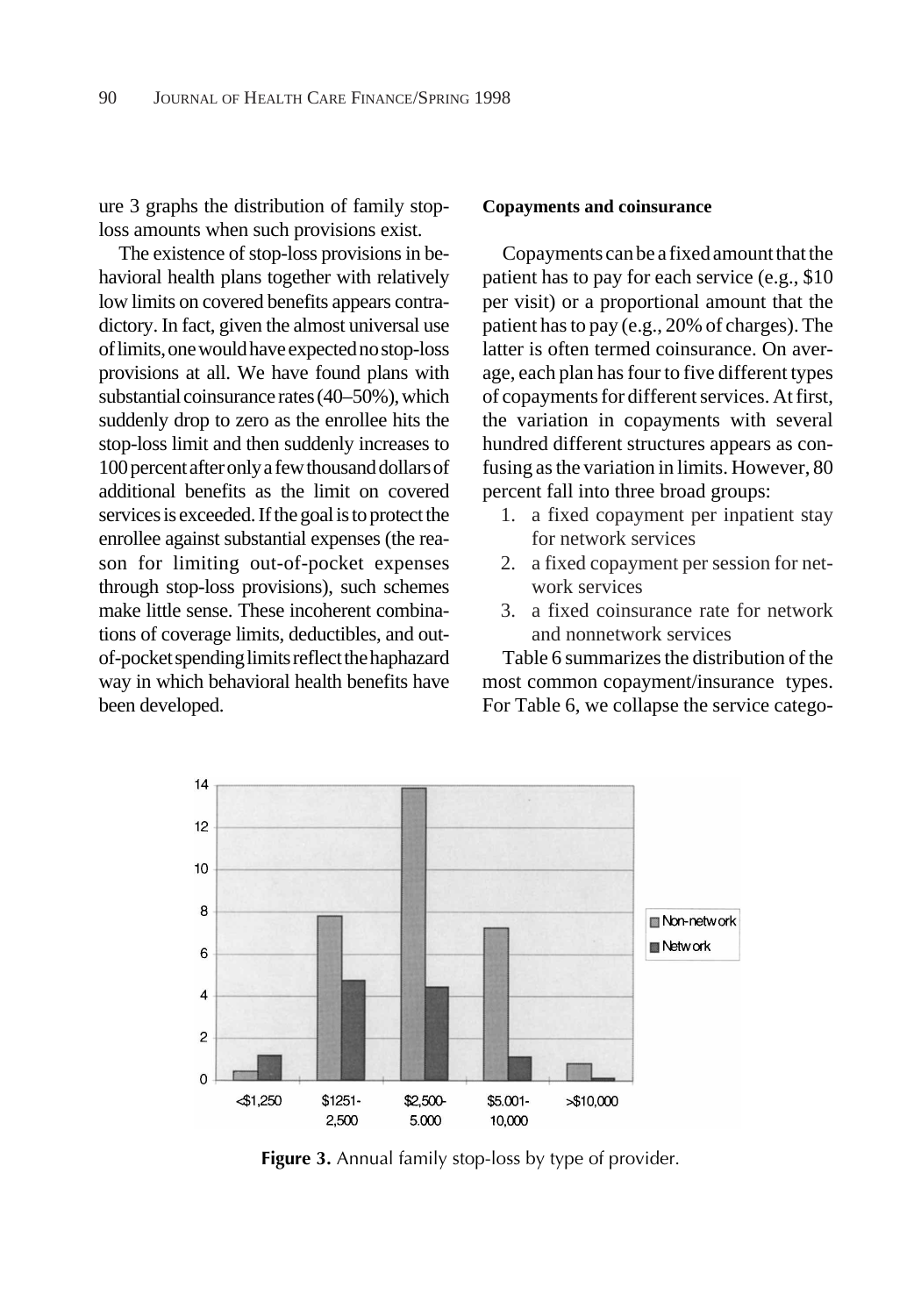ure 3 graphs the distribution of family stop-loss amounts when such provisions exist.

The existence of stop-loss provisions in behavioral health plans together with relatively low limits on covered benefits appears contradictory. In fact, given the almost universal use of limits, one would have expected no stop-loss provisions at all. We have found plans with substantial coinsurance rates (40–50%), which suddenly drop to zero as the enrollee hits the stop-loss limit and then suddenly increases to 100 percent after only a few thousand dollars of additional benefits as the limit on covered services is exceeded. If the goal is to protect the enrollee against substantial expenses (the reason for limiting out-of-pocket expenses through stop-loss provisions), such schemes make little sense. These incoherent combinations of coverage limits, deductibles, and out-of-pocket spending limits reflect the haphazard way in which behavioral health benefits have been developed.

**Copayments and coinsurance**

Copayments can be a fixed amount that the patient has to pay for each service (e.g., $10 per visit) or a proportional amount that the patient has to pay (e.g., 20% of charges). The latter is often termed coinsurance. On average, each plan has four to five different types of copayments for different services. At first, the variation in copayments with several hundred different structures appears as confusing as the variation in limits. However, 80 percent fall into three broad groups:

1. a fixed copayment per inpatient stay for network services
2. a fixed copayment per session for network services
3. a fixed coinsurance rate for network and nonnetwork services

Table 6 summarizes the distribution of the most common copayment/insurance types. For Table 6, we collapse the service catego-

**Figure 3.** Annual family stop-loss by type of provider.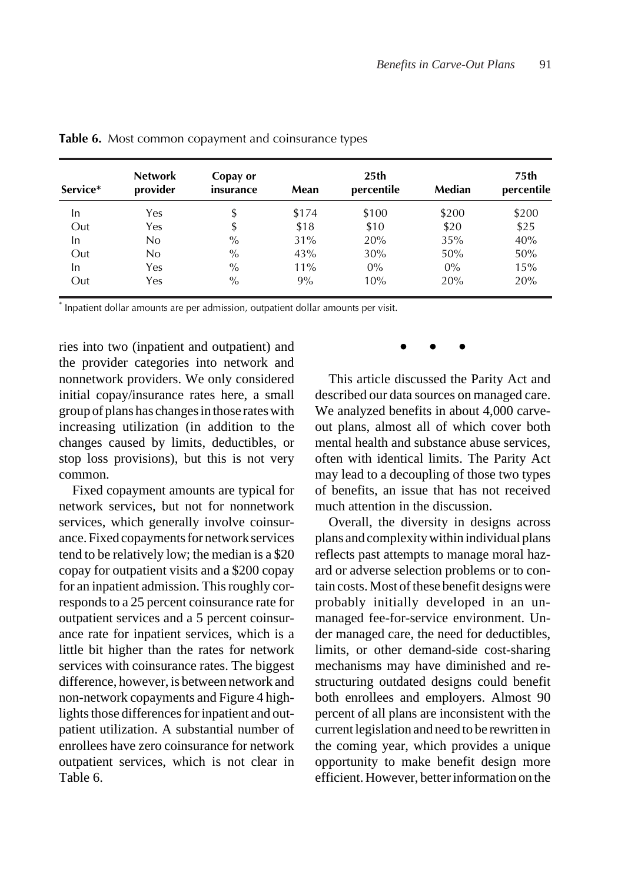**Table 6.** Most common copayment and coinsurance types

| Service* | Network provider | Copay or insurance | Mean | 25th percentile | Median | 75th percentile |
|---|---|---|---|---|---|---|
| In | Yes | $ | $174 | $100 | $200 | $200 |
| Out | Yes | $ | $18 | $10 | $20 | $25 |
| In | No | % | 31% | 20% | 35% | 40% |
| Out | No | % | 43% | 30% | 50% | 50% |
| In | Yes | % | 11% | 0% | 0% | 15% |
| Out | Yes | % | 9% | 10% | 20% | 20% |

* Inpatient dollar amounts are per admission, outpatient dollar amounts per visit.

ries into two (inpatient and outpatient) and the provider categories into network and nonnetwork providers. We only considered initial copay/insurance rates here, a small group of plans has changes in those rates with increasing utilization (in addition to the changes caused by limits, deductibles, or stop loss provisions), but this is not very common.

Fixed copayment amounts are typical for network services, but not for nonnetwork services, which generally involve coinsurance. Fixed copayments for network services tend to be relatively low; the median is a $20 copay for outpatient visits and a $200 copay for an inpatient admission. This roughly corresponds to a 25 percent coinsurance rate for outpatient services and a 5 percent coinsurance rate for inpatient services, which is a little bit higher than the rates for network services with coinsurance rates. The biggest difference, however, is between network and non-network copayments and Figure 4 highlights those differences for inpatient and outpatient utilization. A substantial number of enrollees have zero coinsurance for network outpatient services, which is not clear in Table 6.

• • •

This article discussed the Parity Act and described our data sources on managed care. We analyzed benefits in about 4,000 carve-out plans, almost all of which cover both mental health and substance abuse services, often with identical limits. The Parity Act may lead to a decoupling of those two types of benefits, an issue that has not received much attention in the discussion.

Overall, the diversity in designs across plans and complexity within individual plans reflects past attempts to manage moral hazard or adverse selection problems or to contain costs. Most of these benefit designs were probably initially developed in an unmanaged fee-for-service environment. Under managed care, the need for deductibles, limits, or other demand-side cost-sharing mechanisms may have diminished and restructuring outdated designs could benefit both enrollees and employers. Almost 90 percent of all plans are inconsistent with the current legislation and need to be rewritten in the coming year, which provides a unique opportunity to make benefit design more efficient. However, better information on the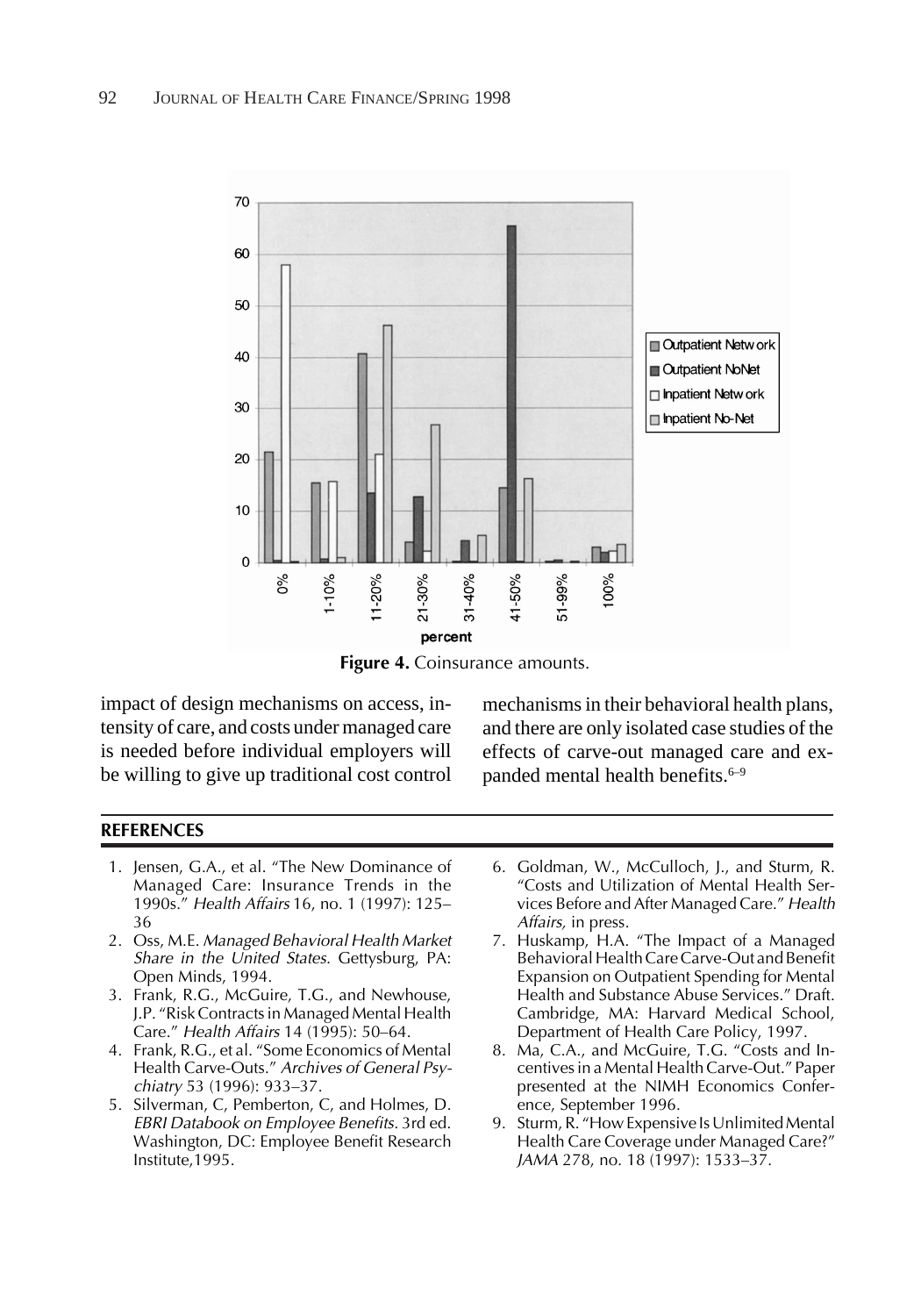70
60
50
40
30
20
10
0

0%
1-10%
11-20%
21-30%
31-40%
41-50%
51-99%
100%

percent

Outpatient Network
Outpatient NoNet
Inpatient Network
Inpatient No-Net

**Figure 4.** Coinsurance amounts.

impact of design mechanisms on access, intensity of care, and costs under managed care is needed before individual employers will be willing to give up traditional cost control mechanisms in their behavioral health plans, and there are only isolated case studies of the effects of carve-out managed care and expanded mental health benefits.[6–9]

## REFERENCES

1. Jensen, G.A., et al. "The New Dominance of Managed Care: Insurance Trends in the 1990s." *Health Affairs* 16, no. 1 (1997): 125–36
2. Oss, M.E. *Managed Behavioral Health Market Share in the United States.* Gettysburg, PA: Open Minds, 1994.
3. Frank, R.G., McGuire, T.G., and Newhouse, J.P. "Risk Contracts in Managed Mental Health Care." *Health Affairs* 14 (1995): 50–64.
4. Frank, R.G., et al. "Some Economics of Mental Health Carve-Outs." *Archives of General Psychiatry* 53 (1996): 933–37.
5. Silverman, C, Pemberton, C, and Holmes, D. *EBRI Databook on Employee Benefits.* 3rd ed. Washington, DC: Employee Benefit Research Institute,1995.
6. Goldman, W., McCulloch, J., and Sturm, R. "Costs and Utilization of Mental Health Services Before and After Managed Care." *Health Affairs,* in press.
7. Huskamp, H.A. "The Impact of a Managed Behavioral Health Care Carve-Out and Benefit Expansion on Outpatient Spending for Mental Health and Substance Abuse Services." Draft. Cambridge, MA: Harvard Medical School, Department of Health Care Policy, 1997.
8. Ma, C.A., and McGuire, T.G. "Costs and Incentives in a Mental Health Carve-Out." Paper presented at the NIMH Economics Conference, September 1996.
9. Sturm, R. "How Expensive Is Unlimited Mental Health Care Coverage under Managed Care?" *JAMA* 278, no. 18 (1997): 1533–37.